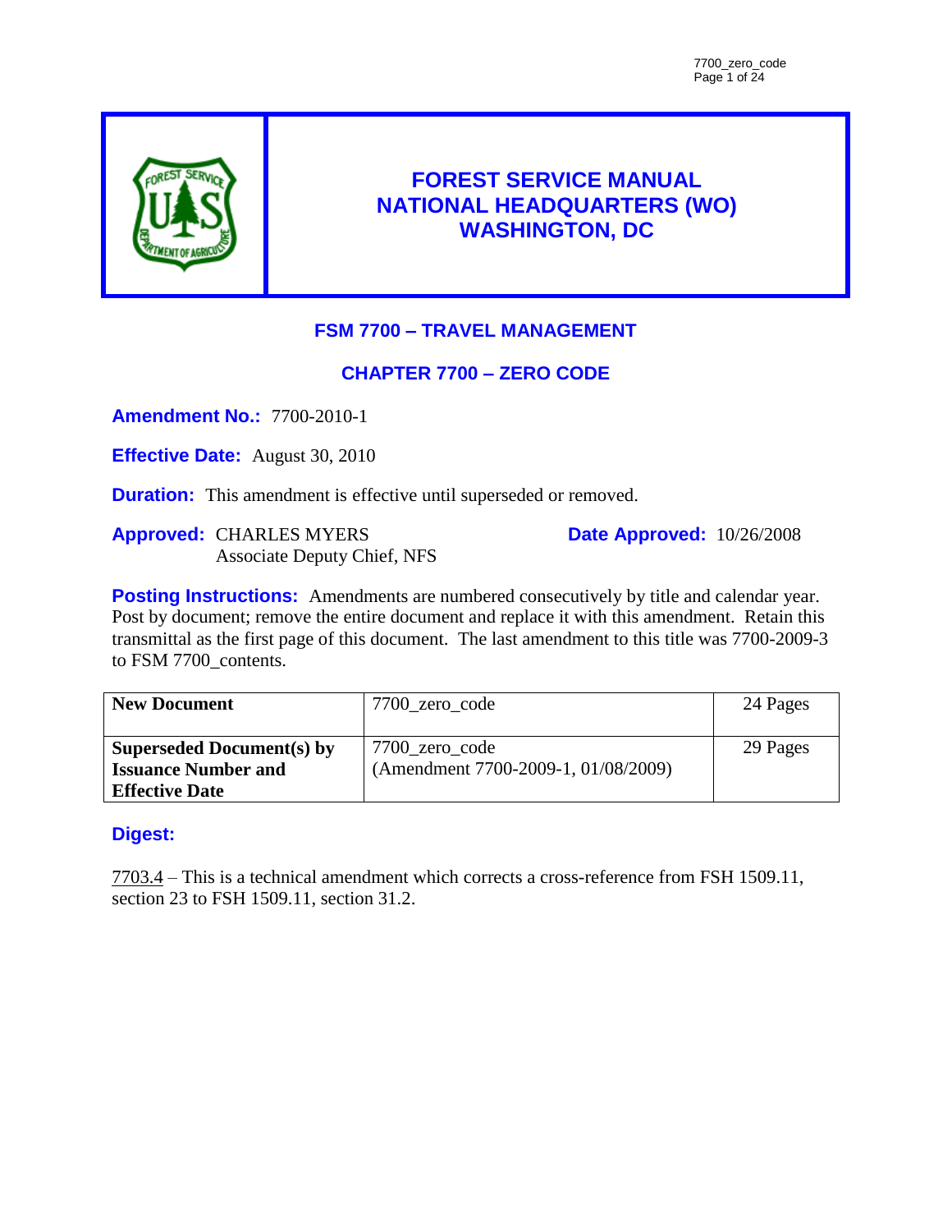# FOREST SERVICE MANUAL
# NATIONAL HEADQUARTERS (WO)
# WASHINGTON, DC

## FSM 7700 – TRAVEL MANAGEMENT

## CHAPTER 7700 – ZERO CODE

**Amendment No.:** 7700-2010-1

**Effective Date:** August 30, 2010

**Duration:** This amendment is effective until superseded or removed.

**Approved:** CHARLES MYERS
Associate Deputy Chief, NFS

**Date Approved:** 10/26/2008

**Posting Instructions:** Amendments are numbered consecutively by title and calendar year. Post by document; remove the entire document and replace it with this amendment. Retain this transmittal as the first page of this document. The last amendment to this title was 7700-2009-3 to FSM 7700_contents.

| | | |
|---|---|---|
| **New Document** | 7700_zero_code | 24 Pages |
| **Superseded Document(s) by Issuance Number and Effective Date** | 7700_zero_code (Amendment 7700-2009-1, 01/08/2009) | 29 Pages |

**Digest:**

7703.4 – This is a technical amendment which corrects a cross-reference from FSH 1509.11, section 23 to FSH 1509.11, section 31.2.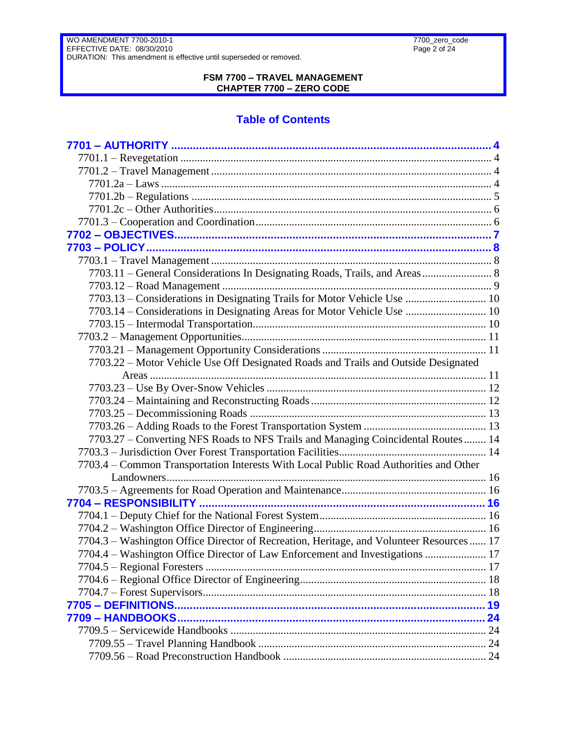# FSM 7700 – TRAVEL MANAGEMENT
## CHAPTER 7700 – ZERO CODE

## Table of Contents

**7701 – AUTHORITY** .......... 4
- 7701.1 – Revegetation .......... 4
- 7701.2 – Travel Management .......... 4
  - 7701.2a – Laws .......... 4
  - 7701.2b – Regulations .......... 5
  - 7701.2c – Other Authorities .......... 6
- 7701.3 – Cooperation and Coordination .......... 6

**7702 – OBJECTIVES** .......... 7

**7703 – POLICY** .......... 8
- 7703.1 – Travel Management .......... 8
  - 7703.11 – General Considerations In Designating Roads, Trails, and Areas .......... 8
  - 7703.12 – Road Management .......... 9
  - 7703.13 – Considerations in Designating Trails for Motor Vehicle Use .......... 10
  - 7703.14 – Considerations in Designating Areas for Motor Vehicle Use .......... 10
  - 7703.15 – Intermodal Transportation .......... 10
- 7703.2 – Management Opportunities .......... 11
  - 7703.21 – Management Opportunity Considerations .......... 11
  - 7703.22 – Motor Vehicle Use Off Designated Roads and Trails and Outside Designated Areas .......... 11
  - 7703.23 – Use By Over-Snow Vehicles .......... 12
  - 7703.24 – Maintaining and Reconstructing Roads .......... 12
  - 7703.25 – Decommissioning Roads .......... 13
  - 7703.26 – Adding Roads to the Forest Transportation System .......... 13
  - 7703.27 – Converting NFS Roads to NFS Trails and Managing Coincidental Routes .......... 14
- 7703.3 – Jurisdiction Over Forest Transportation Facilities .......... 14
- 7703.4 – Common Transportation Interests With Local Public Road Authorities and Other Landowners .......... 16
- 7703.5 – Agreements for Road Operation and Maintenance .......... 16

**7704 – RESPONSIBILITY** .......... 16
- 7704.1 – Deputy Chief for the National Forest System .......... 16
- 7704.2 – Washington Office Director of Engineering .......... 16
- 7704.3 – Washington Office Director of Recreation, Heritage, and Volunteer Resources .......... 17
- 7704.4 – Washington Office Director of Law Enforcement and Investigations .......... 17
- 7704.5 – Regional Foresters .......... 17
- 7704.6 – Regional Office Director of Engineering .......... 18
- 7704.7 – Forest Supervisors .......... 18

**7705 – DEFINITIONS** .......... 19

**7709 – HANDBOOKS** .......... 24
- 7709.5 – Servicewide Handbooks .......... 24
  - 7709.55 – Travel Planning Handbook .......... 24
  - 7709.56 – Road Preconstruction Handbook .......... 24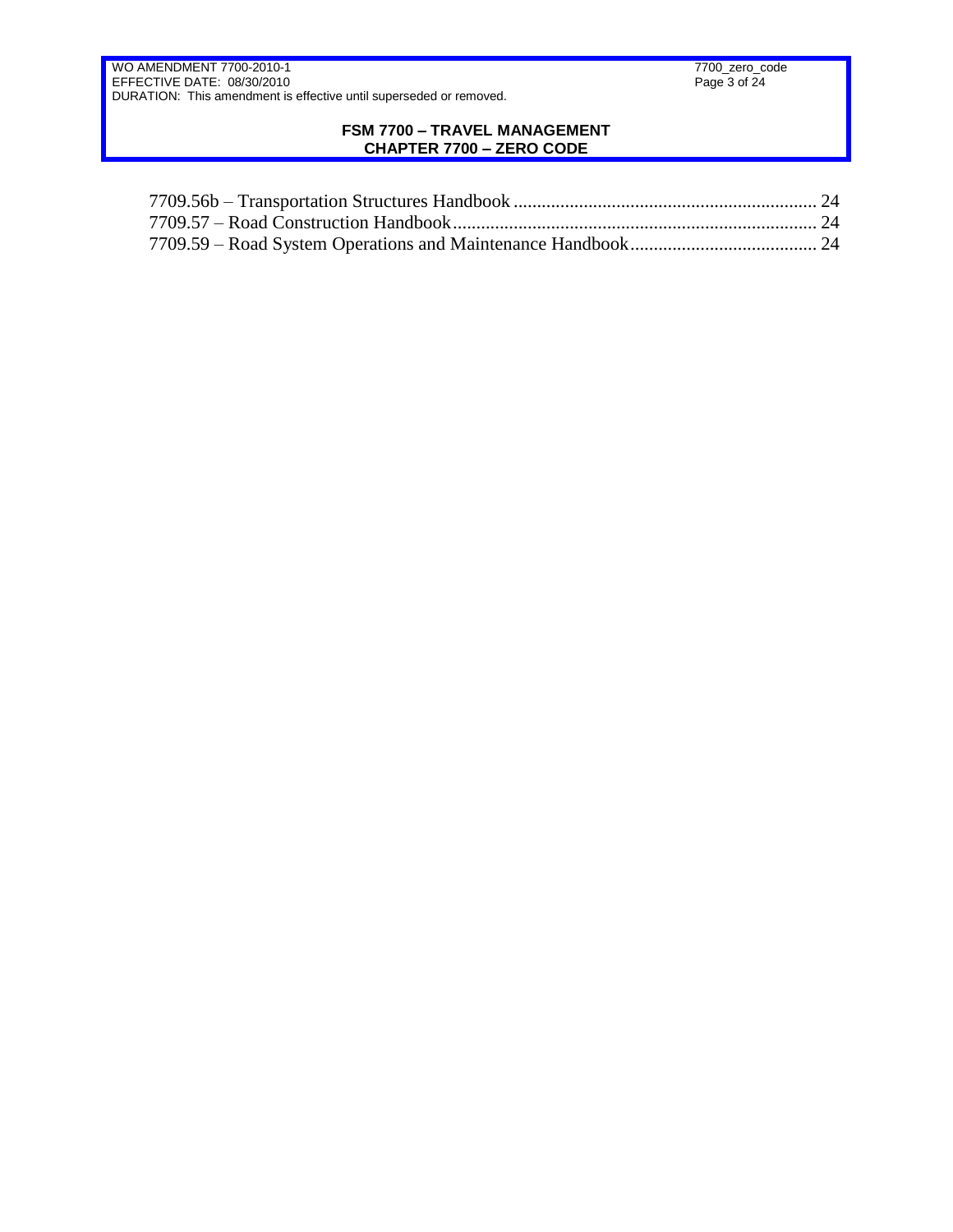7709.56b – Transportation Structures Handbook ................................................................. 24
7709.57 – Road Construction Handbook.............................................................................. 24
7709.59 – Road System Operations and Maintenance Handbook........................................ 24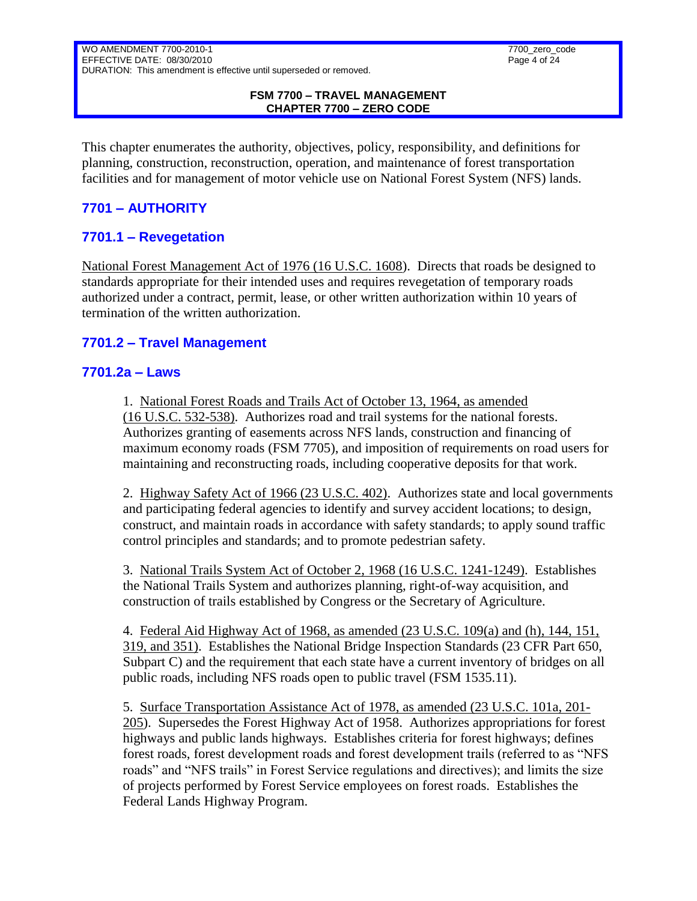This chapter enumerates the authority, objectives, policy, responsibility, and definitions for planning, construction, reconstruction, operation, and maintenance of forest transportation facilities and for management of motor vehicle use on National Forest System (NFS) lands.

## 7701 – AUTHORITY

## 7701.1 – Revegetation

National Forest Management Act of 1976 (16 U.S.C. 1608). Directs that roads be designed to standards appropriate for their intended uses and requires revegetation of temporary roads authorized under a contract, permit, lease, or other written authorization within 10 years of termination of the written authorization.

## 7701.2 – Travel Management

## 7701.2a – Laws

1. National Forest Roads and Trails Act of October 13, 1964, as amended (16 U.S.C. 532-538). Authorizes road and trail systems for the national forests. Authorizes granting of easements across NFS lands, construction and financing of maximum economy roads (FSM 7705), and imposition of requirements on road users for maintaining and reconstructing roads, including cooperative deposits for that work.

2. Highway Safety Act of 1966 (23 U.S.C. 402). Authorizes state and local governments and participating federal agencies to identify and survey accident locations; to design, construct, and maintain roads in accordance with safety standards; to apply sound traffic control principles and standards; and to promote pedestrian safety.

3. National Trails System Act of October 2, 1968 (16 U.S.C. 1241-1249). Establishes the National Trails System and authorizes planning, right-of-way acquisition, and construction of trails established by Congress or the Secretary of Agriculture.

4. Federal Aid Highway Act of 1968, as amended (23 U.S.C. 109(a) and (h), 144, 151, 319, and 351). Establishes the National Bridge Inspection Standards (23 CFR Part 650, Subpart C) and the requirement that each state have a current inventory of bridges on all public roads, including NFS roads open to public travel (FSM 1535.11).

5. Surface Transportation Assistance Act of 1978, as amended (23 U.S.C. 101a, 201-205). Supersedes the Forest Highway Act of 1958. Authorizes appropriations for forest highways and public lands highways. Establishes criteria for forest highways; defines forest roads, forest development roads and forest development trails (referred to as "NFS roads" and "NFS trails" in Forest Service regulations and directives); and limits the size of projects performed by Forest Service employees on forest roads. Establishes the Federal Lands Highway Program.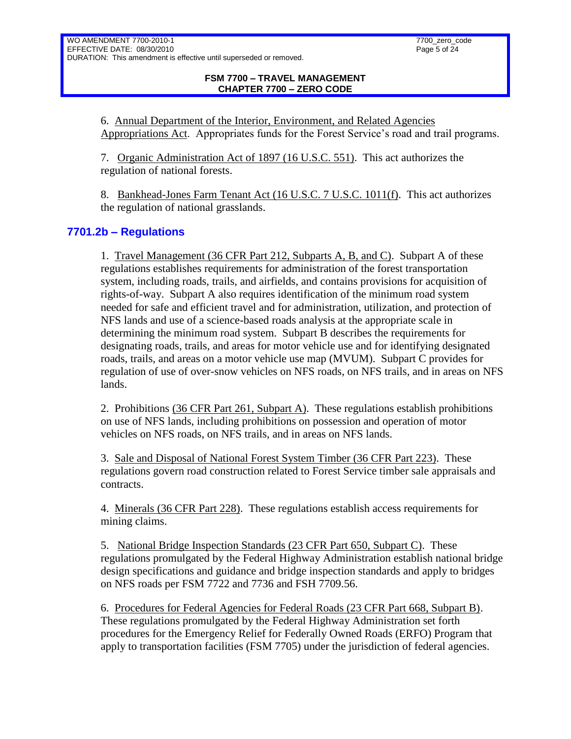6. Annual Department of the Interior, Environment, and Related Agencies Appropriations Act. Appropriates funds for the Forest Service's road and trail programs.

7. Organic Administration Act of 1897 (16 U.S.C. 551). This act authorizes the regulation of national forests.

8. Bankhead-Jones Farm Tenant Act (16 U.S.C. 7 U.S.C. 1011(f). This act authorizes the regulation of national grasslands.

## 7701.2b – Regulations

1. Travel Management (36 CFR Part 212, Subparts A, B, and C). Subpart A of these regulations establishes requirements for administration of the forest transportation system, including roads, trails, and airfields, and contains provisions for acquisition of rights-of-way. Subpart A also requires identification of the minimum road system needed for safe and efficient travel and for administration, utilization, and protection of NFS lands and use of a science-based roads analysis at the appropriate scale in determining the minimum road system. Subpart B describes the requirements for designating roads, trails, and areas for motor vehicle use and for identifying designated roads, trails, and areas on a motor vehicle use map (MVUM). Subpart C provides for regulation of use of over-snow vehicles on NFS roads, on NFS trails, and in areas on NFS lands.

2. Prohibitions (36 CFR Part 261, Subpart A). These regulations establish prohibitions on use of NFS lands, including prohibitions on possession and operation of motor vehicles on NFS roads, on NFS trails, and in areas on NFS lands.

3. Sale and Disposal of National Forest System Timber (36 CFR Part 223). These regulations govern road construction related to Forest Service timber sale appraisals and contracts.

4. Minerals (36 CFR Part 228). These regulations establish access requirements for mining claims.

5. National Bridge Inspection Standards (23 CFR Part 650, Subpart C). These regulations promulgated by the Federal Highway Administration establish national bridge design specifications and guidance and bridge inspection standards and apply to bridges on NFS roads per FSM 7722 and 7736 and FSH 7709.56.

6. Procedures for Federal Agencies for Federal Roads (23 CFR Part 668, Subpart B). These regulations promulgated by the Federal Highway Administration set forth procedures for the Emergency Relief for Federally Owned Roads (ERFO) Program that apply to transportation facilities (FSM 7705) under the jurisdiction of federal agencies.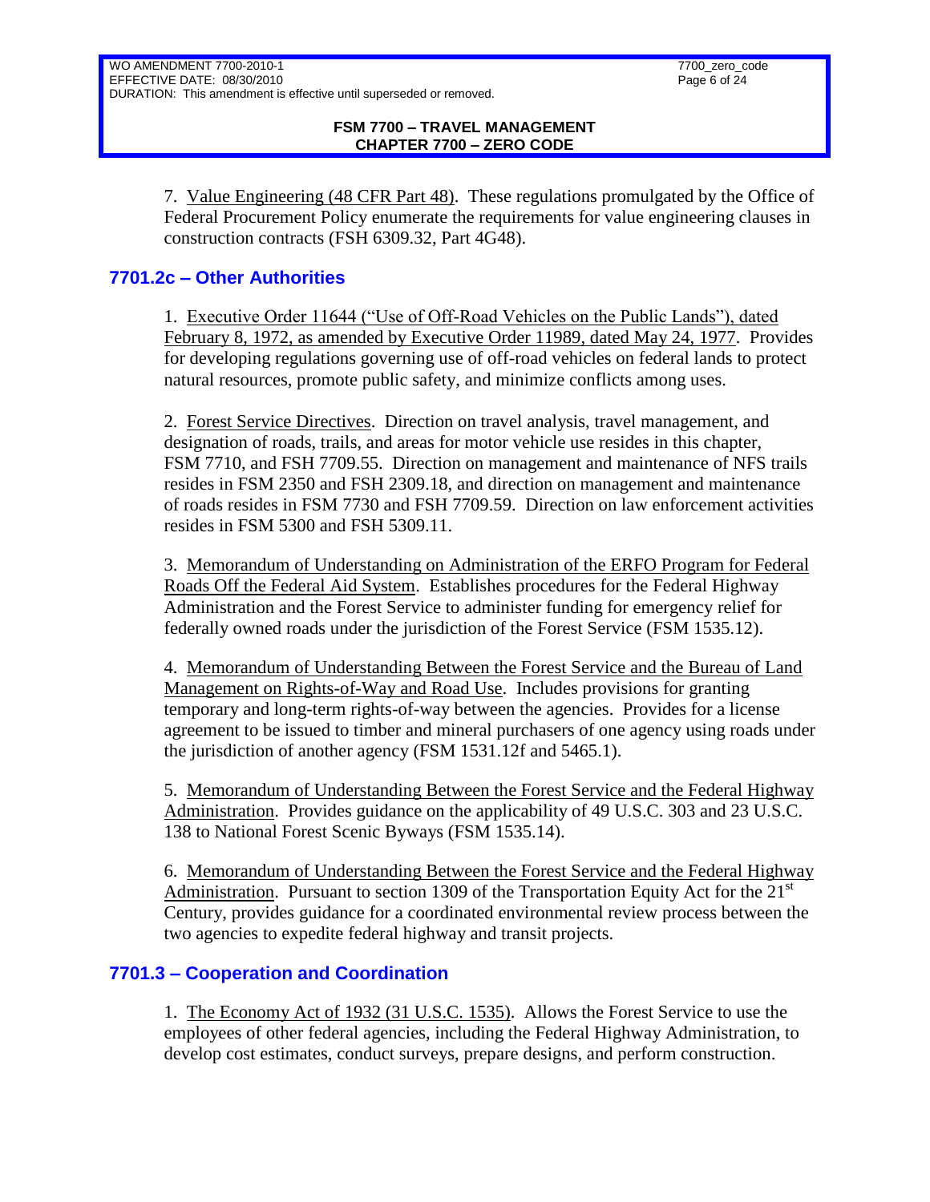7. Value Engineering (48 CFR Part 48). These regulations promulgated by the Office of Federal Procurement Policy enumerate the requirements for value engineering clauses in construction contracts (FSH 6309.32, Part 4G48).

## 7701.2c – Other Authorities

1. Executive Order 11644 ("Use of Off-Road Vehicles on the Public Lands"), dated February 8, 1972, as amended by Executive Order 11989, dated May 24, 1977. Provides for developing regulations governing use of off-road vehicles on federal lands to protect natural resources, promote public safety, and minimize conflicts among uses.

2. Forest Service Directives. Direction on travel analysis, travel management, and designation of roads, trails, and areas for motor vehicle use resides in this chapter, FSM 7710, and FSH 7709.55. Direction on management and maintenance of NFS trails resides in FSM 2350 and FSH 2309.18, and direction on management and maintenance of roads resides in FSM 7730 and FSH 7709.59. Direction on law enforcement activities resides in FSM 5300 and FSH 5309.11.

3. Memorandum of Understanding on Administration of the ERFO Program for Federal Roads Off the Federal Aid System. Establishes procedures for the Federal Highway Administration and the Forest Service to administer funding for emergency relief for federally owned roads under the jurisdiction of the Forest Service (FSM 1535.12).

4. Memorandum of Understanding Between the Forest Service and the Bureau of Land Management on Rights-of-Way and Road Use. Includes provisions for granting temporary and long-term rights-of-way between the agencies. Provides for a license agreement to be issued to timber and mineral purchasers of one agency using roads under the jurisdiction of another agency (FSM 1531.12f and 5465.1).

5. Memorandum of Understanding Between the Forest Service and the Federal Highway Administration. Provides guidance on the applicability of 49 U.S.C. 303 and 23 U.S.C. 138 to National Forest Scenic Byways (FSM 1535.14).

6. Memorandum of Understanding Between the Forest Service and the Federal Highway Administration. Pursuant to section 1309 of the Transportation Equity Act for the 21st Century, provides guidance for a coordinated environmental review process between the two agencies to expedite federal highway and transit projects.

## 7701.3 – Cooperation and Coordination

1. The Economy Act of 1932 (31 U.S.C. 1535). Allows the Forest Service to use the employees of other federal agencies, including the Federal Highway Administration, to develop cost estimates, conduct surveys, prepare designs, and perform construction.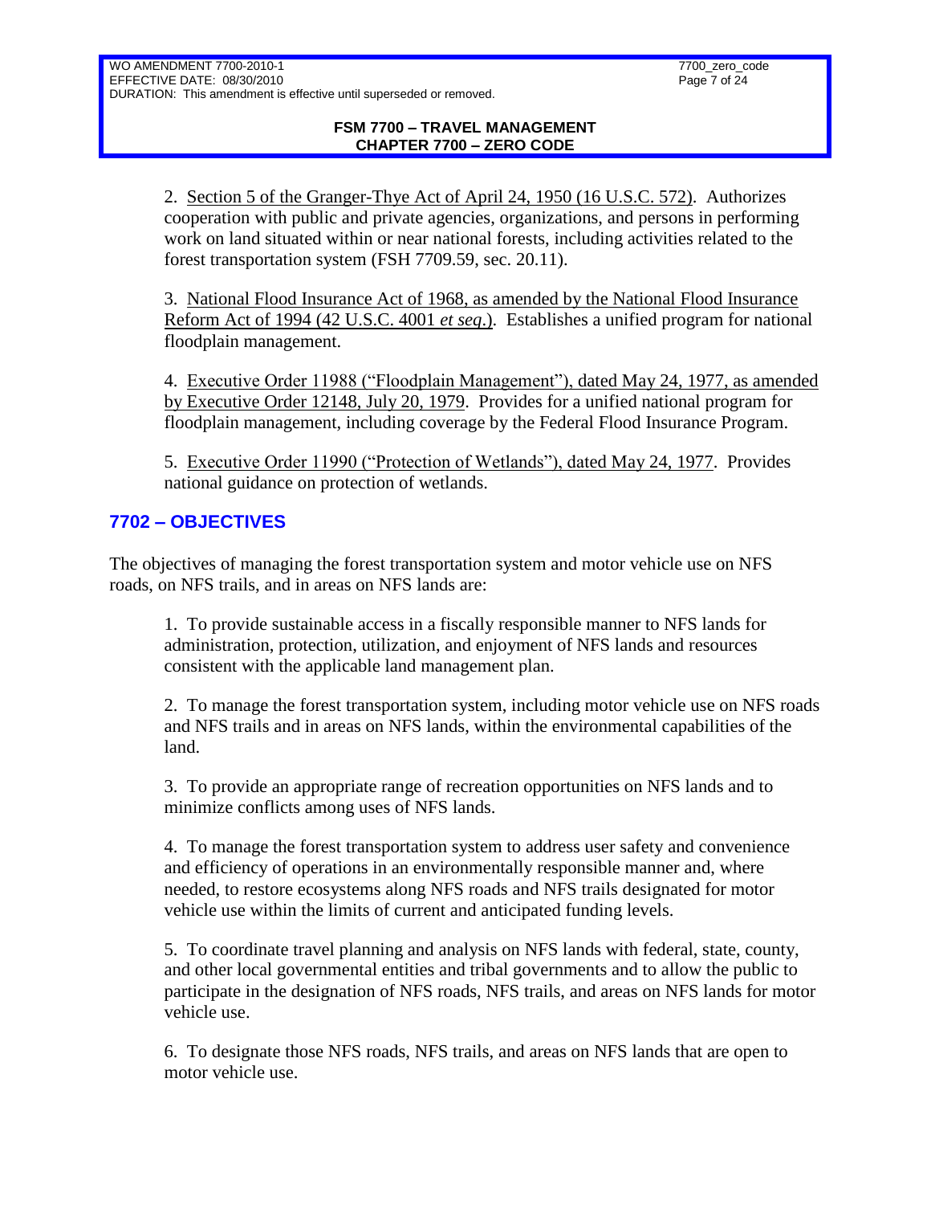2. Section 5 of the Granger-Thye Act of April 24, 1950 (16 U.S.C. 572). Authorizes cooperation with public and private agencies, organizations, and persons in performing work on land situated within or near national forests, including activities related to the forest transportation system (FSH 7709.59, sec. 20.11).

3. National Flood Insurance Act of 1968, as amended by the National Flood Insurance Reform Act of 1994 (42 U.S.C. 4001 *et seq.*). Establishes a unified program for national floodplain management.

4. Executive Order 11988 ("Floodplain Management"), dated May 24, 1977, as amended by Executive Order 12148, July 20, 1979. Provides for a unified national program for floodplain management, including coverage by the Federal Flood Insurance Program.

5. Executive Order 11990 ("Protection of Wetlands"), dated May 24, 1977. Provides national guidance on protection of wetlands.

## 7702 – OBJECTIVES

The objectives of managing the forest transportation system and motor vehicle use on NFS roads, on NFS trails, and in areas on NFS lands are:

1. To provide sustainable access in a fiscally responsible manner to NFS lands for administration, protection, utilization, and enjoyment of NFS lands and resources consistent with the applicable land management plan.

2. To manage the forest transportation system, including motor vehicle use on NFS roads and NFS trails and in areas on NFS lands, within the environmental capabilities of the land.

3. To provide an appropriate range of recreation opportunities on NFS lands and to minimize conflicts among uses of NFS lands.

4. To manage the forest transportation system to address user safety and convenience and efficiency of operations in an environmentally responsible manner and, where needed, to restore ecosystems along NFS roads and NFS trails designated for motor vehicle use within the limits of current and anticipated funding levels.

5. To coordinate travel planning and analysis on NFS lands with federal, state, county, and other local governmental entities and tribal governments and to allow the public to participate in the designation of NFS roads, NFS trails, and areas on NFS lands for motor vehicle use.

6. To designate those NFS roads, NFS trails, and areas on NFS lands that are open to motor vehicle use.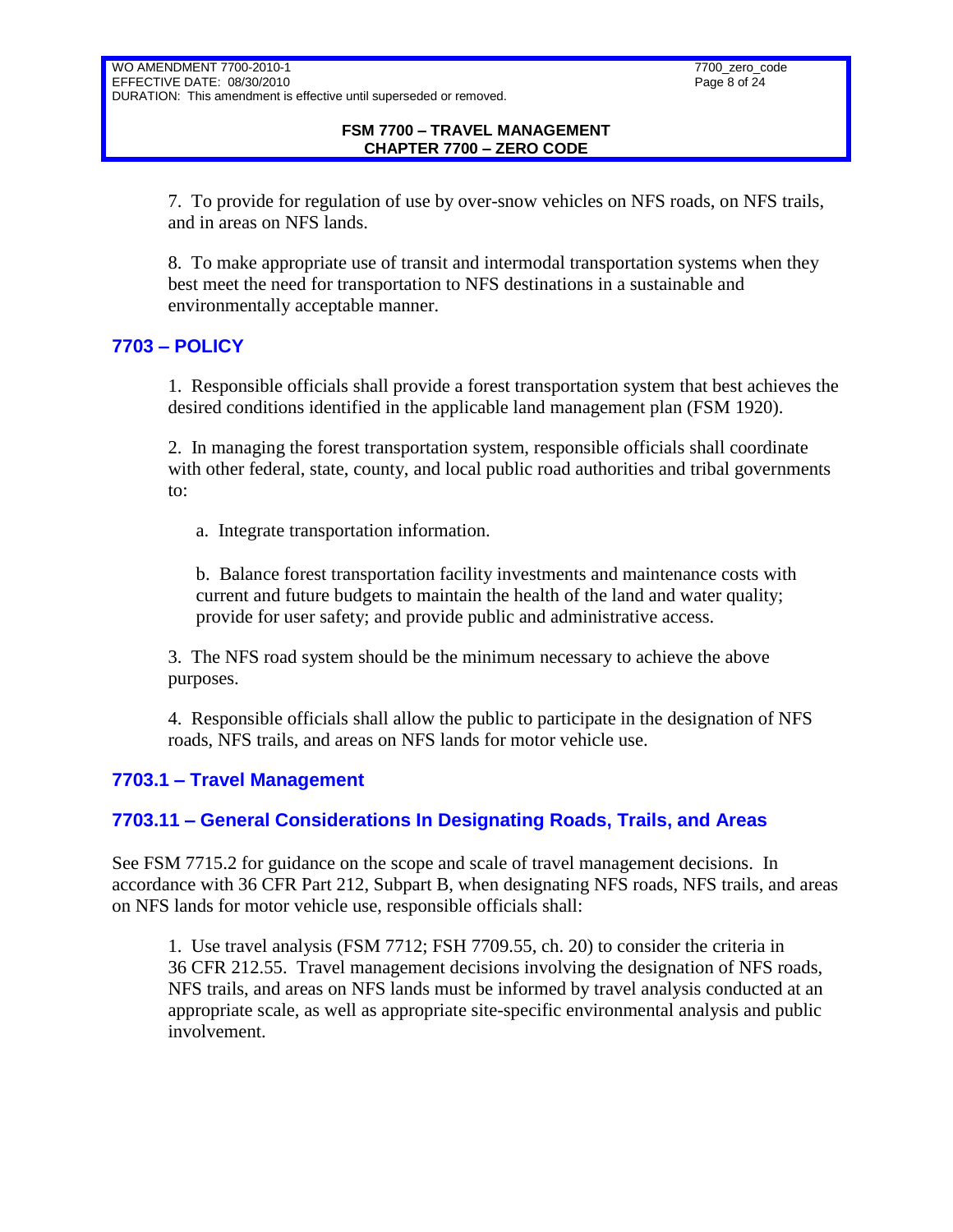7. To provide for regulation of use by over-snow vehicles on NFS roads, on NFS trails, and in areas on NFS lands.

8. To make appropriate use of transit and intermodal transportation systems when they best meet the need for transportation to NFS destinations in a sustainable and environmentally acceptable manner.

## 7703 – POLICY

1. Responsible officials shall provide a forest transportation system that best achieves the desired conditions identified in the applicable land management plan (FSM 1920).

2. In managing the forest transportation system, responsible officials shall coordinate with other federal, state, county, and local public road authorities and tribal governments to:

   a. Integrate transportation information.

   b. Balance forest transportation facility investments and maintenance costs with current and future budgets to maintain the health of the land and water quality; provide for user safety; and provide public and administrative access.

3. The NFS road system should be the minimum necessary to achieve the above purposes.

4. Responsible officials shall allow the public to participate in the designation of NFS roads, NFS trails, and areas on NFS lands for motor vehicle use.

## 7703.1 – Travel Management

### 7703.11 – General Considerations In Designating Roads, Trails, and Areas

See FSM 7715.2 for guidance on the scope and scale of travel management decisions. In accordance with 36 CFR Part 212, Subpart B, when designating NFS roads, NFS trails, and areas on NFS lands for motor vehicle use, responsible officials shall:

1. Use travel analysis (FSM 7712; FSH 7709.55, ch. 20) to consider the criteria in 36 CFR 212.55. Travel management decisions involving the designation of NFS roads, NFS trails, and areas on NFS lands must be informed by travel analysis conducted at an appropriate scale, as well as appropriate site-specific environmental analysis and public involvement.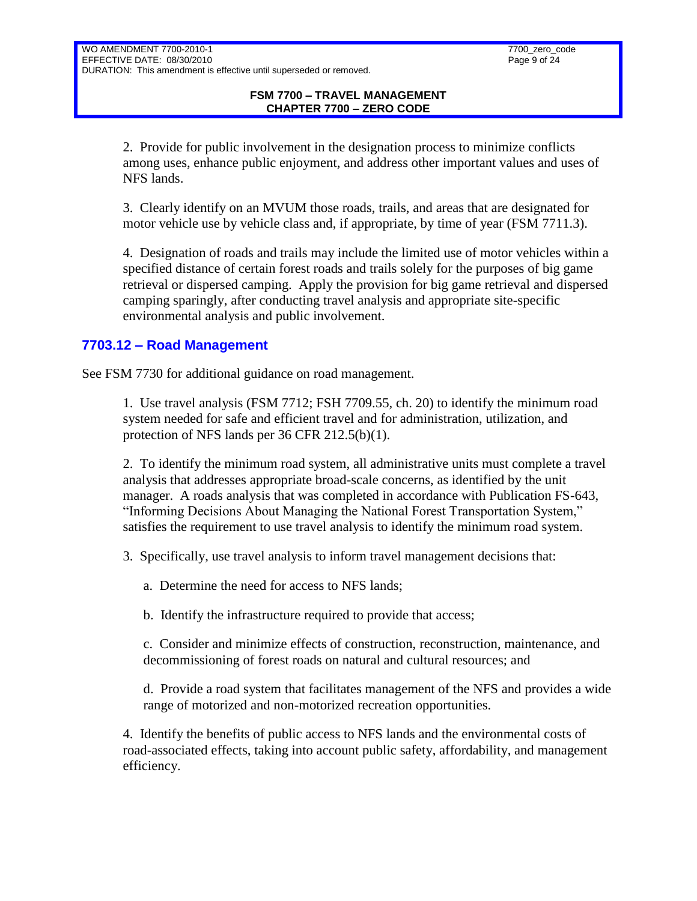2. Provide for public involvement in the designation process to minimize conflicts among uses, enhance public enjoyment, and address other important values and uses of NFS lands.

3. Clearly identify on an MVUM those roads, trails, and areas that are designated for motor vehicle use by vehicle class and, if appropriate, by time of year (FSM 7711.3).

4. Designation of roads and trails may include the limited use of motor vehicles within a specified distance of certain forest roads and trails solely for the purposes of big game retrieval or dispersed camping. Apply the provision for big game retrieval and dispersed camping sparingly, after conducting travel analysis and appropriate site-specific environmental analysis and public involvement.

## 7703.12 – Road Management

See FSM 7730 for additional guidance on road management.

1. Use travel analysis (FSM 7712; FSH 7709.55, ch. 20) to identify the minimum road system needed for safe and efficient travel and for administration, utilization, and protection of NFS lands per 36 CFR 212.5(b)(1).

2. To identify the minimum road system, all administrative units must complete a travel analysis that addresses appropriate broad-scale concerns, as identified by the unit manager. A roads analysis that was completed in accordance with Publication FS-643, "Informing Decisions About Managing the National Forest Transportation System," satisfies the requirement to use travel analysis to identify the minimum road system.

3. Specifically, use travel analysis to inform travel management decisions that:

a. Determine the need for access to NFS lands;

b. Identify the infrastructure required to provide that access;

c. Consider and minimize effects of construction, reconstruction, maintenance, and decommissioning of forest roads on natural and cultural resources; and

d. Provide a road system that facilitates management of the NFS and provides a wide range of motorized and non-motorized recreation opportunities.

4. Identify the benefits of public access to NFS lands and the environmental costs of road-associated effects, taking into account public safety, affordability, and management efficiency.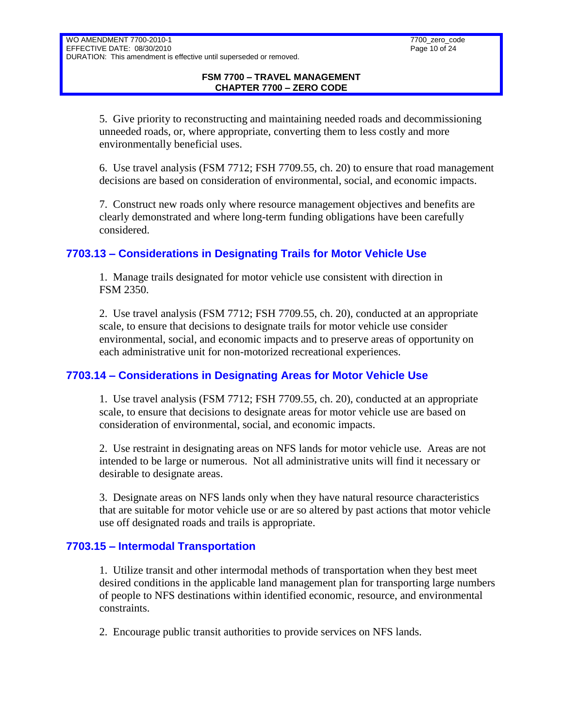5. Give priority to reconstructing and maintaining needed roads and decommissioning unneeded roads, or, where appropriate, converting them to less costly and more environmentally beneficial uses.

6. Use travel analysis (FSM 7712; FSH 7709.55, ch. 20) to ensure that road management decisions are based on consideration of environmental, social, and economic impacts.

7. Construct new roads only where resource management objectives and benefits are clearly demonstrated and where long-term funding obligations have been carefully considered.

## 7703.13 – Considerations in Designating Trails for Motor Vehicle Use

1. Manage trails designated for motor vehicle use consistent with direction in FSM 2350.

2. Use travel analysis (FSM 7712; FSH 7709.55, ch. 20), conducted at an appropriate scale, to ensure that decisions to designate trails for motor vehicle use consider environmental, social, and economic impacts and to preserve areas of opportunity on each administrative unit for non-motorized recreational experiences.

## 7703.14 – Considerations in Designating Areas for Motor Vehicle Use

1. Use travel analysis (FSM 7712; FSH 7709.55, ch. 20), conducted at an appropriate scale, to ensure that decisions to designate areas for motor vehicle use are based on consideration of environmental, social, and economic impacts.

2. Use restraint in designating areas on NFS lands for motor vehicle use. Areas are not intended to be large or numerous. Not all administrative units will find it necessary or desirable to designate areas.

3. Designate areas on NFS lands only when they have natural resource characteristics that are suitable for motor vehicle use or are so altered by past actions that motor vehicle use off designated roads and trails is appropriate.

## 7703.15 – Intermodal Transportation

1. Utilize transit and other intermodal methods of transportation when they best meet desired conditions in the applicable land management plan for transporting large numbers of people to NFS destinations within identified economic, resource, and environmental constraints.

2. Encourage public transit authorities to provide services on NFS lands.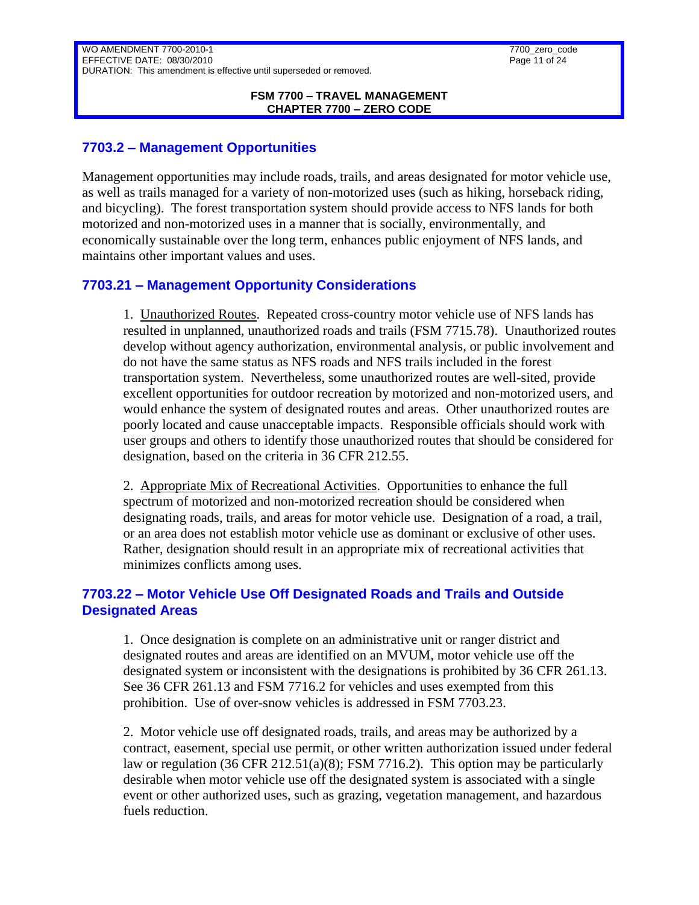## 7703.2 – Management Opportunities

Management opportunities may include roads, trails, and areas designated for motor vehicle use, as well as trails managed for a variety of non-motorized uses (such as hiking, horseback riding, and bicycling). The forest transportation system should provide access to NFS lands for both motorized and non-motorized uses in a manner that is socially, environmentally, and economically sustainable over the long term, enhances public enjoyment of NFS lands, and maintains other important values and uses.

### 7703.21 – Management Opportunity Considerations

1. Unauthorized Routes. Repeated cross-country motor vehicle use of NFS lands has resulted in unplanned, unauthorized roads and trails (FSM 7715.78). Unauthorized routes develop without agency authorization, environmental analysis, or public involvement and do not have the same status as NFS roads and NFS trails included in the forest transportation system. Nevertheless, some unauthorized routes are well-sited, provide excellent opportunities for outdoor recreation by motorized and non-motorized users, and would enhance the system of designated routes and areas. Other unauthorized routes are poorly located and cause unacceptable impacts. Responsible officials should work with user groups and others to identify those unauthorized routes that should be considered for designation, based on the criteria in 36 CFR 212.55.

2. Appropriate Mix of Recreational Activities. Opportunities to enhance the full spectrum of motorized and non-motorized recreation should be considered when designating roads, trails, and areas for motor vehicle use. Designation of a road, a trail, or an area does not establish motor vehicle use as dominant or exclusive of other uses. Rather, designation should result in an appropriate mix of recreational activities that minimizes conflicts among uses.

### 7703.22 – Motor Vehicle Use Off Designated Roads and Trails and Outside Designated Areas

1. Once designation is complete on an administrative unit or ranger district and designated routes and areas are identified on an MVUM, motor vehicle use off the designated system or inconsistent with the designations is prohibited by 36 CFR 261.13. See 36 CFR 261.13 and FSM 7716.2 for vehicles and uses exempted from this prohibition. Use of over-snow vehicles is addressed in FSM 7703.23.

2. Motor vehicle use off designated roads, trails, and areas may be authorized by a contract, easement, special use permit, or other written authorization issued under federal law or regulation (36 CFR 212.51(a)(8); FSM 7716.2). This option may be particularly desirable when motor vehicle use off the designated system is associated with a single event or other authorized uses, such as grazing, vegetation management, and hazardous fuels reduction.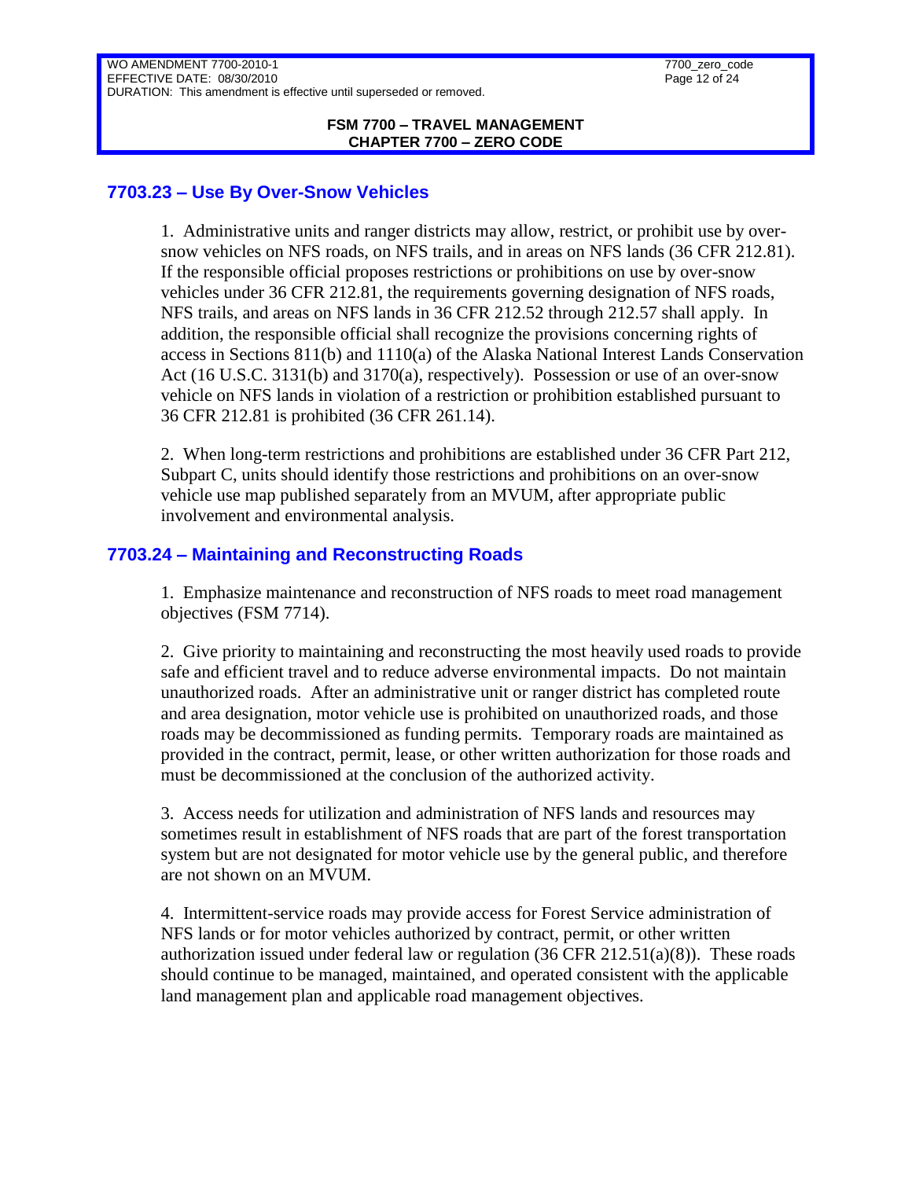## 7703.23 – Use By Over-Snow Vehicles

1. Administrative units and ranger districts may allow, restrict, or prohibit use by over-snow vehicles on NFS roads, on NFS trails, and in areas on NFS lands (36 CFR 212.81). If the responsible official proposes restrictions or prohibitions on use by over-snow vehicles under 36 CFR 212.81, the requirements governing designation of NFS roads, NFS trails, and areas on NFS lands in 36 CFR 212.52 through 212.57 shall apply. In addition, the responsible official shall recognize the provisions concerning rights of access in Sections 811(b) and 1110(a) of the Alaska National Interest Lands Conservation Act (16 U.S.C. 3131(b) and 3170(a), respectively). Possession or use of an over-snow vehicle on NFS lands in violation of a restriction or prohibition established pursuant to 36 CFR 212.81 is prohibited (36 CFR 261.14).

2. When long-term restrictions and prohibitions are established under 36 CFR Part 212, Subpart C, units should identify those restrictions and prohibitions on an over-snow vehicle use map published separately from an MVUM, after appropriate public involvement and environmental analysis.

## 7703.24 – Maintaining and Reconstructing Roads

1. Emphasize maintenance and reconstruction of NFS roads to meet road management objectives (FSM 7714).

2. Give priority to maintaining and reconstructing the most heavily used roads to provide safe and efficient travel and to reduce adverse environmental impacts. Do not maintain unauthorized roads. After an administrative unit or ranger district has completed route and area designation, motor vehicle use is prohibited on unauthorized roads, and those roads may be decommissioned as funding permits. Temporary roads are maintained as provided in the contract, permit, lease, or other written authorization for those roads and must be decommissioned at the conclusion of the authorized activity.

3. Access needs for utilization and administration of NFS lands and resources may sometimes result in establishment of NFS roads that are part of the forest transportation system but are not designated for motor vehicle use by the general public, and therefore are not shown on an MVUM.

4. Intermittent-service roads may provide access for Forest Service administration of NFS lands or for motor vehicles authorized by contract, permit, or other written authorization issued under federal law or regulation (36 CFR 212.51(a)(8)). These roads should continue to be managed, maintained, and operated consistent with the applicable land management plan and applicable road management objectives.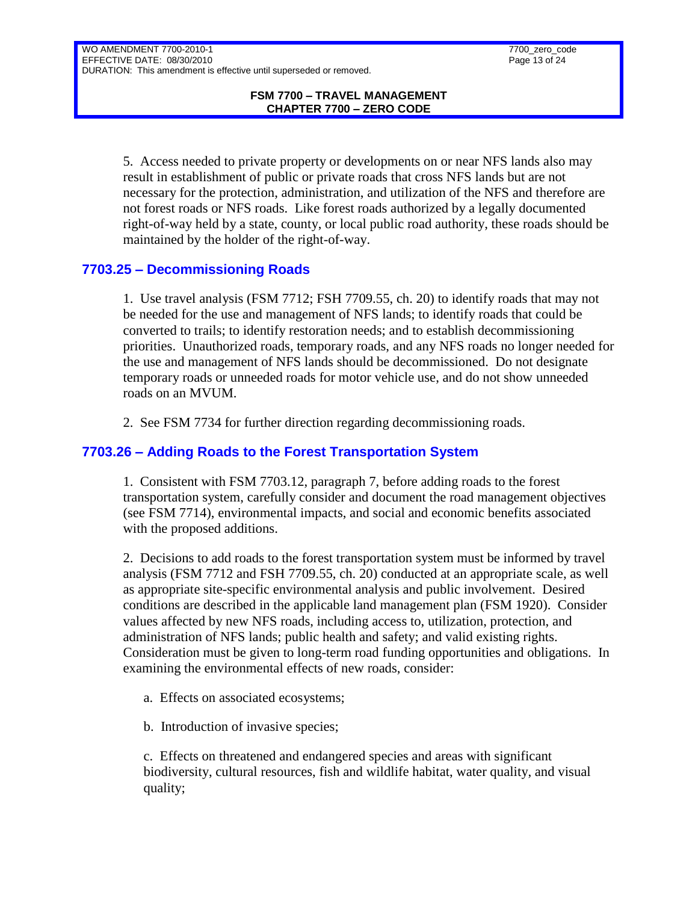5. Access needed to private property or developments on or near NFS lands also may result in establishment of public or private roads that cross NFS lands but are not necessary for the protection, administration, and utilization of the NFS and therefore are not forest roads or NFS roads. Like forest roads authorized by a legally documented right-of-way held by a state, county, or local public road authority, these roads should be maintained by the holder of the right-of-way.

## 7703.25 – Decommissioning Roads

1. Use travel analysis (FSM 7712; FSH 7709.55, ch. 20) to identify roads that may not be needed for the use and management of NFS lands; to identify roads that could be converted to trails; to identify restoration needs; and to establish decommissioning priorities. Unauthorized roads, temporary roads, and any NFS roads no longer needed for the use and management of NFS lands should be decommissioned. Do not designate temporary roads or unneeded roads for motor vehicle use, and do not show unneeded roads on an MVUM.

2. See FSM 7734 for further direction regarding decommissioning roads.

## 7703.26 – Adding Roads to the Forest Transportation System

1. Consistent with FSM 7703.12, paragraph 7, before adding roads to the forest transportation system, carefully consider and document the road management objectives (see FSM 7714), environmental impacts, and social and economic benefits associated with the proposed additions.

2. Decisions to add roads to the forest transportation system must be informed by travel analysis (FSM 7712 and FSH 7709.55, ch. 20) conducted at an appropriate scale, as well as appropriate site-specific environmental analysis and public involvement. Desired conditions are described in the applicable land management plan (FSM 1920). Consider values affected by new NFS roads, including access to, utilization, protection, and administration of NFS lands; public health and safety; and valid existing rights. Consideration must be given to long-term road funding opportunities and obligations. In examining the environmental effects of new roads, consider:

a. Effects on associated ecosystems;

b. Introduction of invasive species;

c. Effects on threatened and endangered species and areas with significant biodiversity, cultural resources, fish and wildlife habitat, water quality, and visual quality;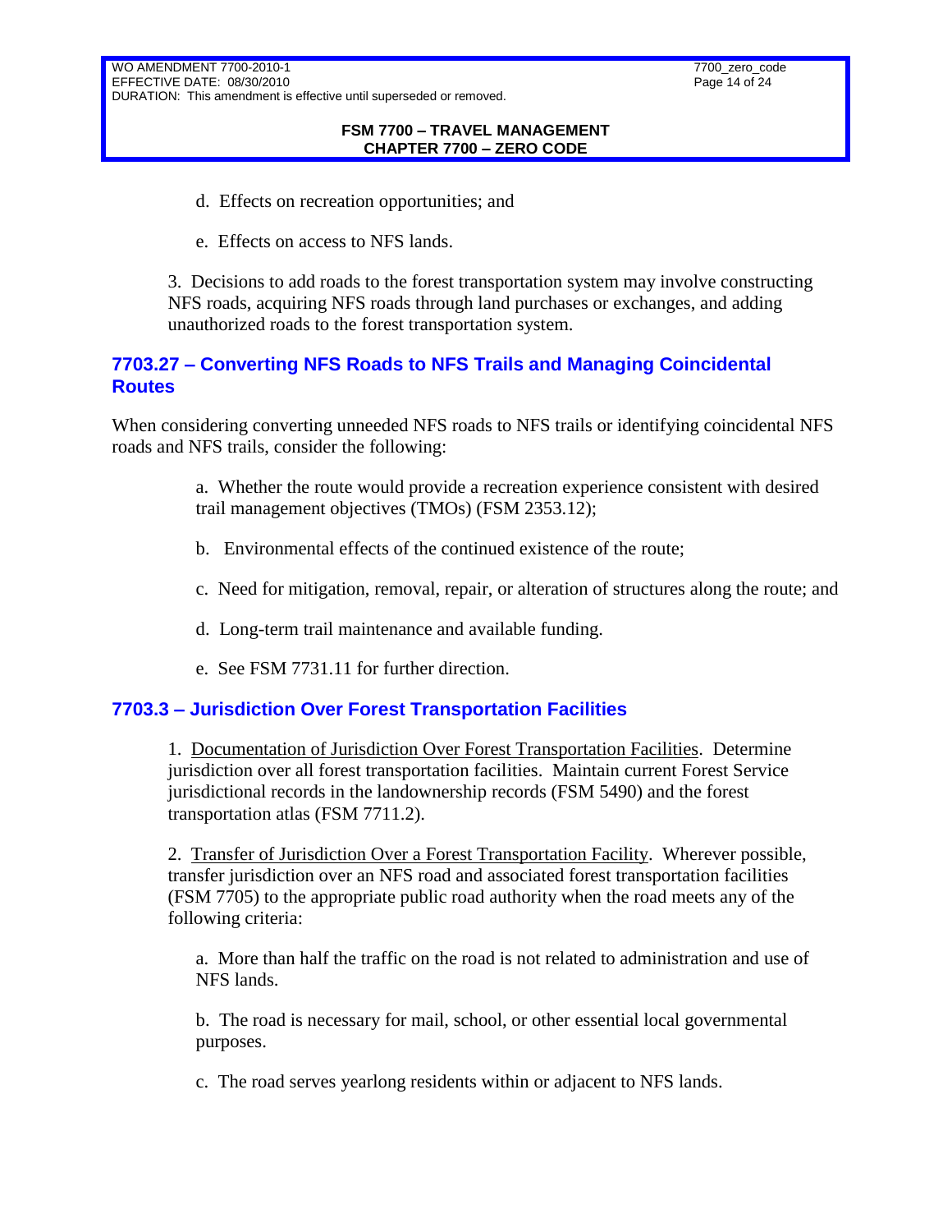d. Effects on recreation opportunities; and

e. Effects on access to NFS lands.

3. Decisions to add roads to the forest transportation system may involve constructing NFS roads, acquiring NFS roads through land purchases or exchanges, and adding unauthorized roads to the forest transportation system.

## 7703.27 – Converting NFS Roads to NFS Trails and Managing Coincidental Routes

When considering converting unneeded NFS roads to NFS trails or identifying coincidental NFS roads and NFS trails, consider the following:

a. Whether the route would provide a recreation experience consistent with desired trail management objectives (TMOs) (FSM 2353.12);

b. Environmental effects of the continued existence of the route;

c. Need for mitigation, removal, repair, or alteration of structures along the route; and

d. Long-term trail maintenance and available funding.

e. See FSM 7731.11 for further direction.

## 7703.3 – Jurisdiction Over Forest Transportation Facilities

1. Documentation of Jurisdiction Over Forest Transportation Facilities. Determine jurisdiction over all forest transportation facilities. Maintain current Forest Service jurisdictional records in the landownership records (FSM 5490) and the forest transportation atlas (FSM 7711.2).

2. Transfer of Jurisdiction Over a Forest Transportation Facility. Wherever possible, transfer jurisdiction over an NFS road and associated forest transportation facilities (FSM 7705) to the appropriate public road authority when the road meets any of the following criteria:

a. More than half the traffic on the road is not related to administration and use of NFS lands.

b. The road is necessary for mail, school, or other essential local governmental purposes.

c. The road serves yearlong residents within or adjacent to NFS lands.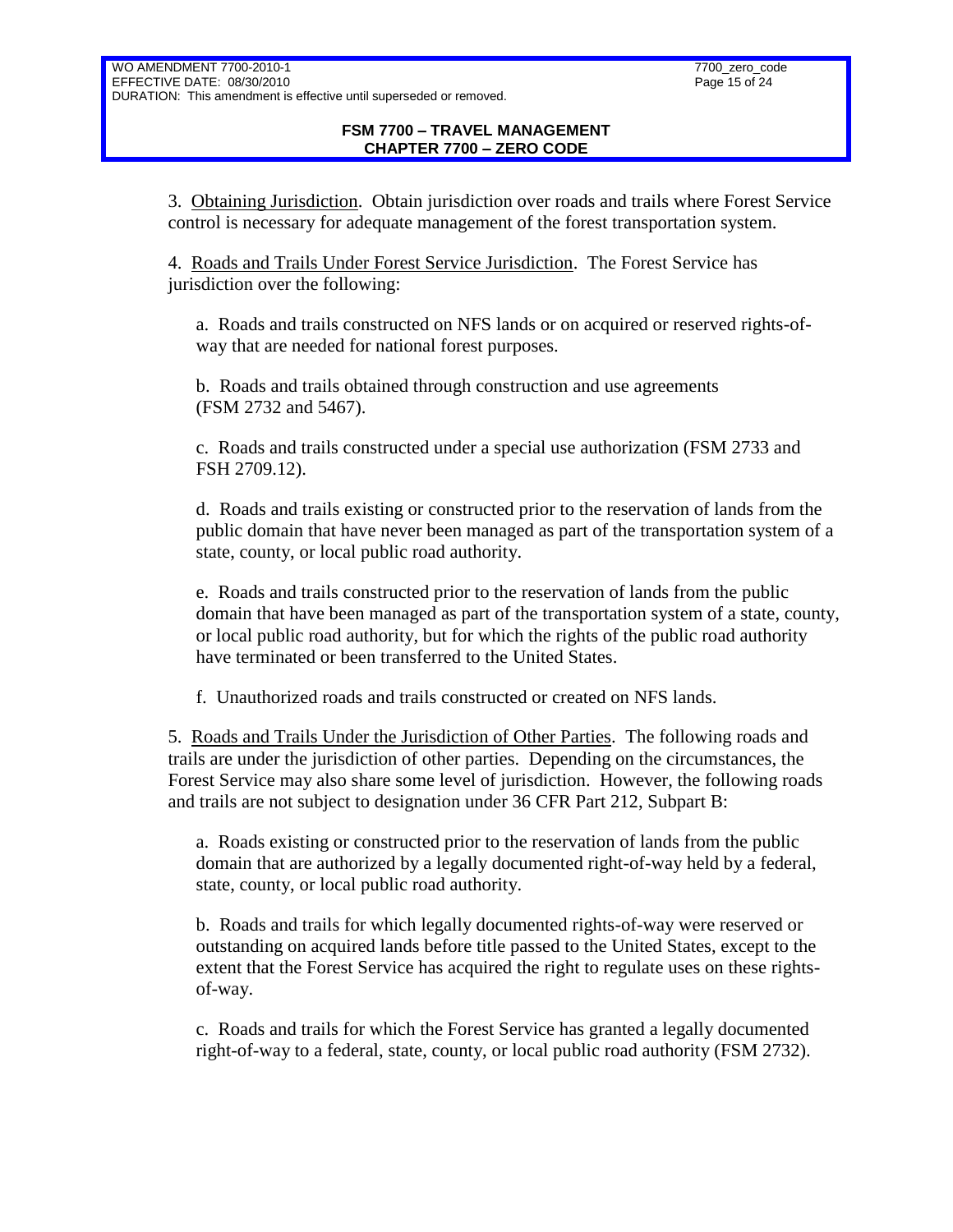3. Obtaining Jurisdiction. Obtain jurisdiction over roads and trails where Forest Service control is necessary for adequate management of the forest transportation system.

4. Roads and Trails Under Forest Service Jurisdiction. The Forest Service has jurisdiction over the following:

a. Roads and trails constructed on NFS lands or on acquired or reserved rights-of-way that are needed for national forest purposes.

b. Roads and trails obtained through construction and use agreements (FSM 2732 and 5467).

c. Roads and trails constructed under a special use authorization (FSM 2733 and FSH 2709.12).

d. Roads and trails existing or constructed prior to the reservation of lands from the public domain that have never been managed as part of the transportation system of a state, county, or local public road authority.

e. Roads and trails constructed prior to the reservation of lands from the public domain that have been managed as part of the transportation system of a state, county, or local public road authority, but for which the rights of the public road authority have terminated or been transferred to the United States.

f. Unauthorized roads and trails constructed or created on NFS lands.

5. Roads and Trails Under the Jurisdiction of Other Parties. The following roads and trails are under the jurisdiction of other parties. Depending on the circumstances, the Forest Service may also share some level of jurisdiction. However, the following roads and trails are not subject to designation under 36 CFR Part 212, Subpart B:

a. Roads existing or constructed prior to the reservation of lands from the public domain that are authorized by a legally documented right-of-way held by a federal, state, county, or local public road authority.

b. Roads and trails for which legally documented rights-of-way were reserved or outstanding on acquired lands before title passed to the United States, except to the extent that the Forest Service has acquired the right to regulate uses on these rights-of-way.

c. Roads and trails for which the Forest Service has granted a legally documented right-of-way to a federal, state, county, or local public road authority (FSM 2732).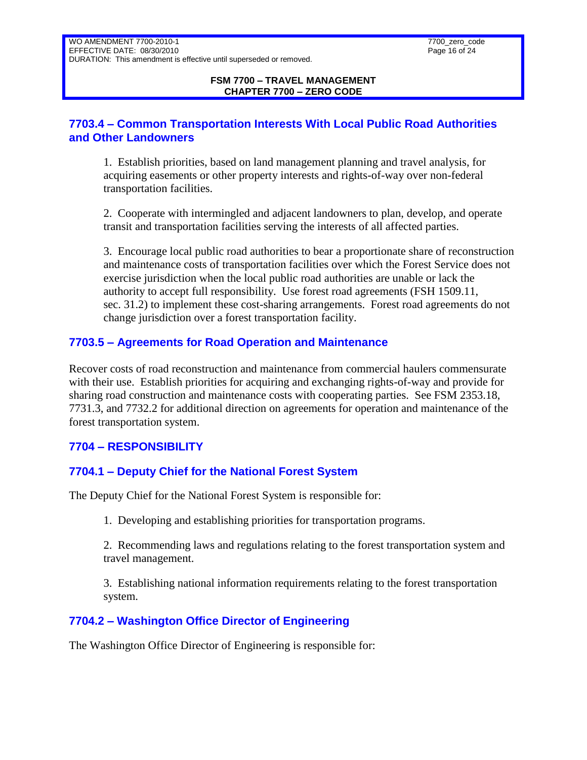## 7703.4 – Common Transportation Interests With Local Public Road Authorities and Other Landowners

1. Establish priorities, based on land management planning and travel analysis, for acquiring easements or other property interests and rights-of-way over non-federal transportation facilities.

2. Cooperate with intermingled and adjacent landowners to plan, develop, and operate transit and transportation facilities serving the interests of all affected parties.

3. Encourage local public road authorities to bear a proportionate share of reconstruction and maintenance costs of transportation facilities over which the Forest Service does not exercise jurisdiction when the local public road authorities are unable or lack the authority to accept full responsibility. Use forest road agreements (FSH 1509.11, sec. 31.2) to implement these cost-sharing arrangements. Forest road agreements do not change jurisdiction over a forest transportation facility.

## 7703.5 – Agreements for Road Operation and Maintenance

Recover costs of road reconstruction and maintenance from commercial haulers commensurate with their use. Establish priorities for acquiring and exchanging rights-of-way and provide for sharing road construction and maintenance costs with cooperating parties. See FSM 2353.18, 7731.3, and 7732.2 for additional direction on agreements for operation and maintenance of the forest transportation system.

## 7704 – RESPONSIBILITY

## 7704.1 – Deputy Chief for the National Forest System

The Deputy Chief for the National Forest System is responsible for:

1. Developing and establishing priorities for transportation programs.

2. Recommending laws and regulations relating to the forest transportation system and travel management.

3. Establishing national information requirements relating to the forest transportation system.

## 7704.2 – Washington Office Director of Engineering

The Washington Office Director of Engineering is responsible for: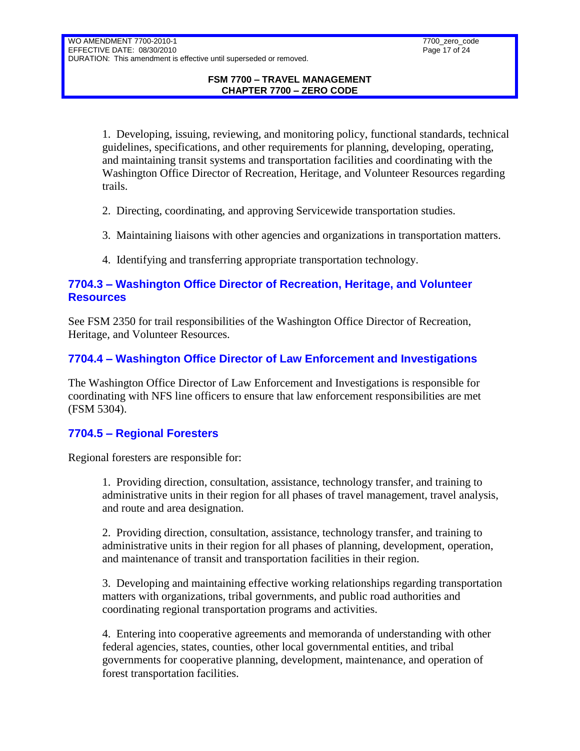1. Developing, issuing, reviewing, and monitoring policy, functional standards, technical guidelines, specifications, and other requirements for planning, developing, operating, and maintaining transit systems and transportation facilities and coordinating with the Washington Office Director of Recreation, Heritage, and Volunteer Resources regarding trails.

2. Directing, coordinating, and approving Servicewide transportation studies.

3. Maintaining liaisons with other agencies and organizations in transportation matters.

4. Identifying and transferring appropriate transportation technology.

### 7704.3 – Washington Office Director of Recreation, Heritage, and Volunteer Resources

See FSM 2350 for trail responsibilities of the Washington Office Director of Recreation, Heritage, and Volunteer Resources.

### 7704.4 – Washington Office Director of Law Enforcement and Investigations

The Washington Office Director of Law Enforcement and Investigations is responsible for coordinating with NFS line officers to ensure that law enforcement responsibilities are met (FSM 5304).

### 7704.5 – Regional Foresters

Regional foresters are responsible for:

1. Providing direction, consultation, assistance, technology transfer, and training to administrative units in their region for all phases of travel management, travel analysis, and route and area designation.

2. Providing direction, consultation, assistance, technology transfer, and training to administrative units in their region for all phases of planning, development, operation, and maintenance of transit and transportation facilities in their region.

3. Developing and maintaining effective working relationships regarding transportation matters with organizations, tribal governments, and public road authorities and coordinating regional transportation programs and activities.

4. Entering into cooperative agreements and memoranda of understanding with other federal agencies, states, counties, other local governmental entities, and tribal governments for cooperative planning, development, maintenance, and operation of forest transportation facilities.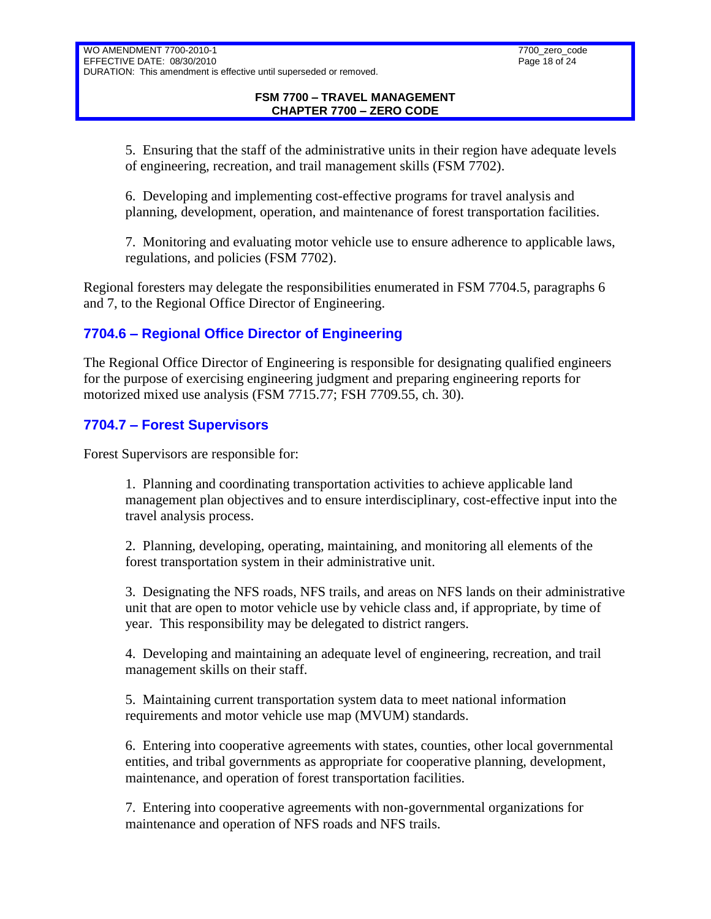5. Ensuring that the staff of the administrative units in their region have adequate levels of engineering, recreation, and trail management skills (FSM 7702).

6. Developing and implementing cost-effective programs for travel analysis and planning, development, operation, and maintenance of forest transportation facilities.

7. Monitoring and evaluating motor vehicle use to ensure adherence to applicable laws, regulations, and policies (FSM 7702).

Regional foresters may delegate the responsibilities enumerated in FSM 7704.5, paragraphs 6 and 7, to the Regional Office Director of Engineering.

## 7704.6 – Regional Office Director of Engineering

The Regional Office Director of Engineering is responsible for designating qualified engineers for the purpose of exercising engineering judgment and preparing engineering reports for motorized mixed use analysis (FSM 7715.77; FSH 7709.55, ch. 30).

## 7704.7 – Forest Supervisors

Forest Supervisors are responsible for:

1. Planning and coordinating transportation activities to achieve applicable land management plan objectives and to ensure interdisciplinary, cost-effective input into the travel analysis process.

2. Planning, developing, operating, maintaining, and monitoring all elements of the forest transportation system in their administrative unit.

3. Designating the NFS roads, NFS trails, and areas on NFS lands on their administrative unit that are open to motor vehicle use by vehicle class and, if appropriate, by time of year. This responsibility may be delegated to district rangers.

4. Developing and maintaining an adequate level of engineering, recreation, and trail management skills on their staff.

5. Maintaining current transportation system data to meet national information requirements and motor vehicle use map (MVUM) standards.

6. Entering into cooperative agreements with states, counties, other local governmental entities, and tribal governments as appropriate for cooperative planning, development, maintenance, and operation of forest transportation facilities.

7. Entering into cooperative agreements with non-governmental organizations for maintenance and operation of NFS roads and NFS trails.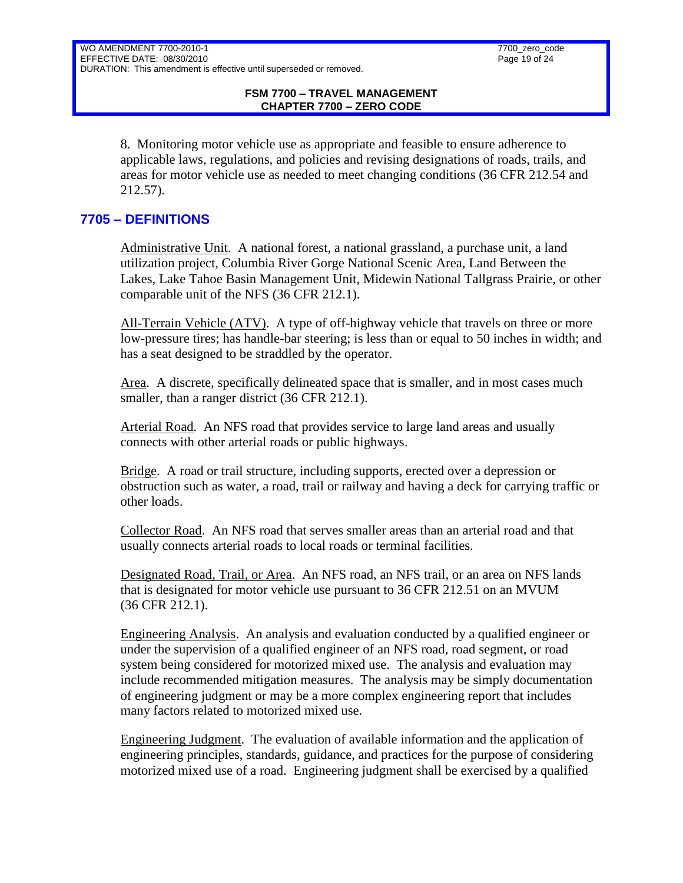8. Monitoring motor vehicle use as appropriate and feasible to ensure adherence to applicable laws, regulations, and policies and revising designations of roads, trails, and areas for motor vehicle use as needed to meet changing conditions (36 CFR 212.54 and 212.57).

## 7705 – DEFINITIONS

Administrative Unit. A national forest, a national grassland, a purchase unit, a land utilization project, Columbia River Gorge National Scenic Area, Land Between the Lakes, Lake Tahoe Basin Management Unit, Midewin National Tallgrass Prairie, or other comparable unit of the NFS (36 CFR 212.1).

All-Terrain Vehicle (ATV). A type of off-highway vehicle that travels on three or more low-pressure tires; has handle-bar steering; is less than or equal to 50 inches in width; and has a seat designed to be straddled by the operator.

Area. A discrete, specifically delineated space that is smaller, and in most cases much smaller, than a ranger district (36 CFR 212.1).

Arterial Road. An NFS road that provides service to large land areas and usually connects with other arterial roads or public highways.

Bridge. A road or trail structure, including supports, erected over a depression or obstruction such as water, a road, trail or railway and having a deck for carrying traffic or other loads.

Collector Road. An NFS road that serves smaller areas than an arterial road and that usually connects arterial roads to local roads or terminal facilities.

Designated Road, Trail, or Area. An NFS road, an NFS trail, or an area on NFS lands that is designated for motor vehicle use pursuant to 36 CFR 212.51 on an MVUM (36 CFR 212.1).

Engineering Analysis. An analysis and evaluation conducted by a qualified engineer or under the supervision of a qualified engineer of an NFS road, road segment, or road system being considered for motorized mixed use. The analysis and evaluation may include recommended mitigation measures. The analysis may be simply documentation of engineering judgment or may be a more complex engineering report that includes many factors related to motorized mixed use.

Engineering Judgment. The evaluation of available information and the application of engineering principles, standards, guidance, and practices for the purpose of considering motorized mixed use of a road. Engineering judgment shall be exercised by a qualified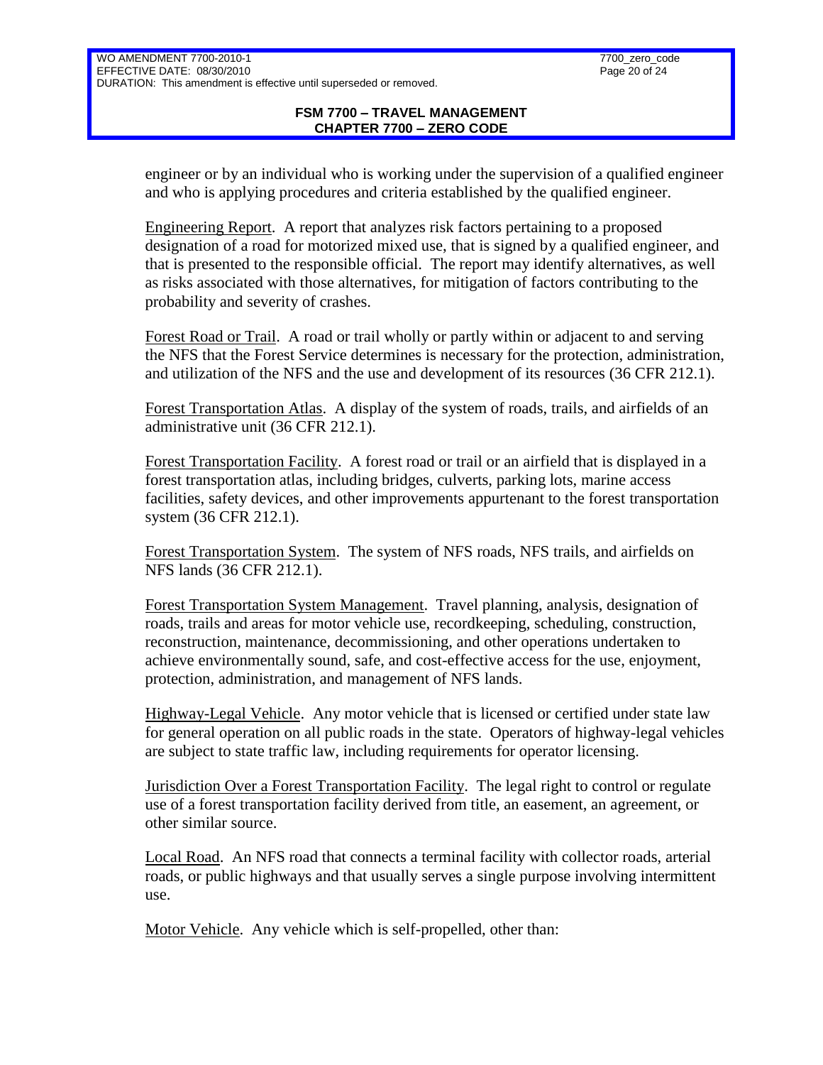engineer or by an individual who is working under the supervision of a qualified engineer and who is applying procedures and criteria established by the qualified engineer.

Engineering Report. A report that analyzes risk factors pertaining to a proposed designation of a road for motorized mixed use, that is signed by a qualified engineer, and that is presented to the responsible official. The report may identify alternatives, as well as risks associated with those alternatives, for mitigation of factors contributing to the probability and severity of crashes.

Forest Road or Trail. A road or trail wholly or partly within or adjacent to and serving the NFS that the Forest Service determines is necessary for the protection, administration, and utilization of the NFS and the use and development of its resources (36 CFR 212.1).

Forest Transportation Atlas. A display of the system of roads, trails, and airfields of an administrative unit (36 CFR 212.1).

Forest Transportation Facility. A forest road or trail or an airfield that is displayed in a forest transportation atlas, including bridges, culverts, parking lots, marine access facilities, safety devices, and other improvements appurtenant to the forest transportation system (36 CFR 212.1).

Forest Transportation System. The system of NFS roads, NFS trails, and airfields on NFS lands (36 CFR 212.1).

Forest Transportation System Management. Travel planning, analysis, designation of roads, trails and areas for motor vehicle use, recordkeeping, scheduling, construction, reconstruction, maintenance, decommissioning, and other operations undertaken to achieve environmentally sound, safe, and cost-effective access for the use, enjoyment, protection, administration, and management of NFS lands.

Highway-Legal Vehicle. Any motor vehicle that is licensed or certified under state law for general operation on all public roads in the state. Operators of highway-legal vehicles are subject to state traffic law, including requirements for operator licensing.

Jurisdiction Over a Forest Transportation Facility. The legal right to control or regulate use of a forest transportation facility derived from title, an easement, an agreement, or other similar source.

Local Road. An NFS road that connects a terminal facility with collector roads, arterial roads, or public highways and that usually serves a single purpose involving intermittent use.

Motor Vehicle. Any vehicle which is self-propelled, other than: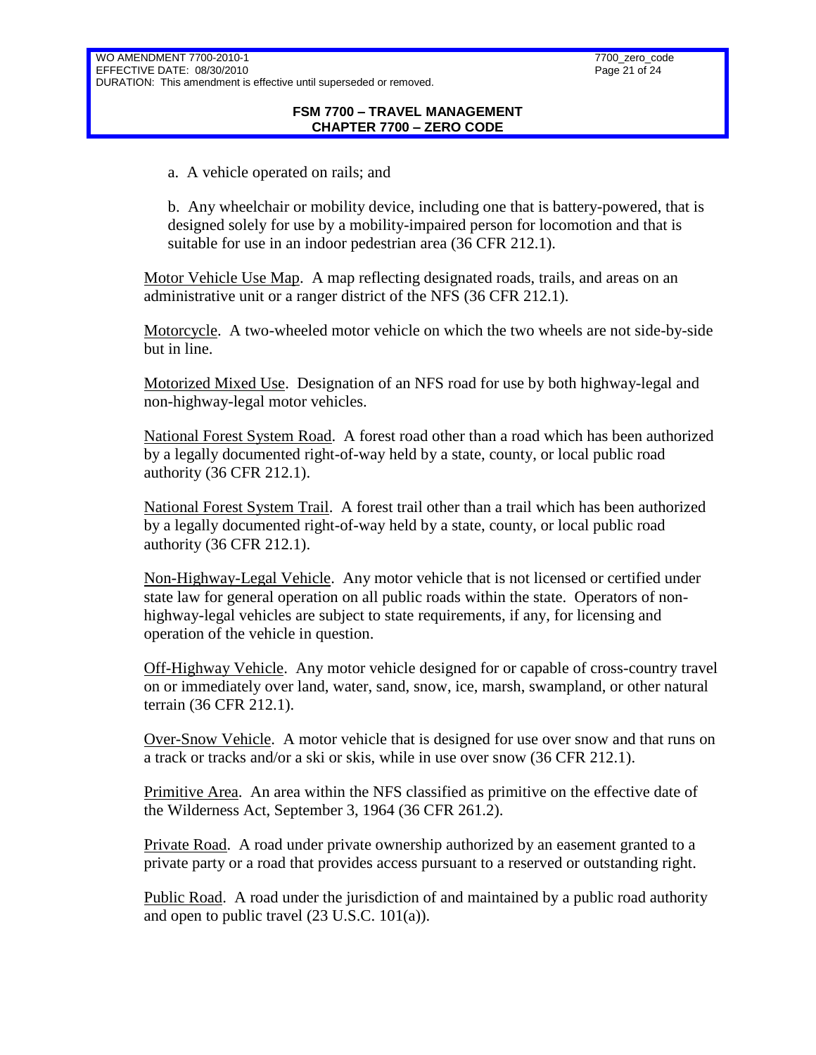a. A vehicle operated on rails; and

b. Any wheelchair or mobility device, including one that is battery-powered, that is designed solely for use by a mobility-impaired person for locomotion and that is suitable for use in an indoor pedestrian area (36 CFR 212.1).

Motor Vehicle Use Map. A map reflecting designated roads, trails, and areas on an administrative unit or a ranger district of the NFS (36 CFR 212.1).

Motorcycle. A two-wheeled motor vehicle on which the two wheels are not side-by-side but in line.

Motorized Mixed Use. Designation of an NFS road for use by both highway-legal and non-highway-legal motor vehicles.

National Forest System Road. A forest road other than a road which has been authorized by a legally documented right-of-way held by a state, county, or local public road authority (36 CFR 212.1).

National Forest System Trail. A forest trail other than a trail which has been authorized by a legally documented right-of-way held by a state, county, or local public road authority (36 CFR 212.1).

Non-Highway-Legal Vehicle. Any motor vehicle that is not licensed or certified under state law for general operation on all public roads within the state. Operators of non-highway-legal vehicles are subject to state requirements, if any, for licensing and operation of the vehicle in question.

Off-Highway Vehicle. Any motor vehicle designed for or capable of cross-country travel on or immediately over land, water, sand, snow, ice, marsh, swampland, or other natural terrain (36 CFR 212.1).

Over-Snow Vehicle. A motor vehicle that is designed for use over snow and that runs on a track or tracks and/or a ski or skis, while in use over snow (36 CFR 212.1).

Primitive Area. An area within the NFS classified as primitive on the effective date of the Wilderness Act, September 3, 1964 (36 CFR 261.2).

Private Road. A road under private ownership authorized by an easement granted to a private party or a road that provides access pursuant to a reserved or outstanding right.

Public Road. A road under the jurisdiction of and maintained by a public road authority and open to public travel (23 U.S.C. 101(a)).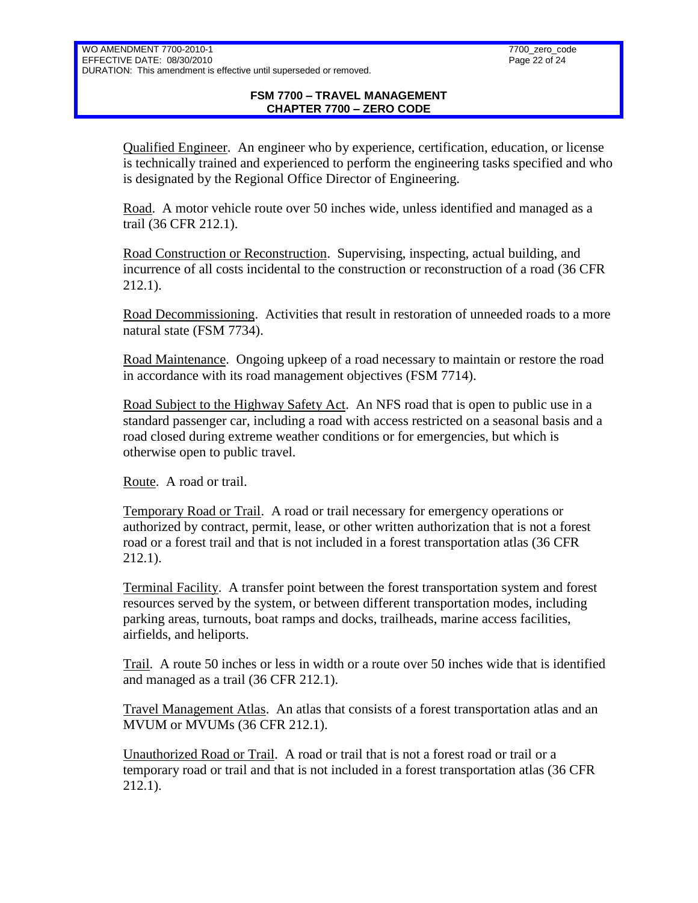Qualified Engineer. An engineer who by experience, certification, education, or license is technically trained and experienced to perform the engineering tasks specified and who is designated by the Regional Office Director of Engineering.

Road. A motor vehicle route over 50 inches wide, unless identified and managed as a trail (36 CFR 212.1).

Road Construction or Reconstruction. Supervising, inspecting, actual building, and incurrence of all costs incidental to the construction or reconstruction of a road (36 CFR 212.1).

Road Decommissioning. Activities that result in restoration of unneeded roads to a more natural state (FSM 7734).

Road Maintenance. Ongoing upkeep of a road necessary to maintain or restore the road in accordance with its road management objectives (FSM 7714).

Road Subject to the Highway Safety Act. An NFS road that is open to public use in a standard passenger car, including a road with access restricted on a seasonal basis and a road closed during extreme weather conditions or for emergencies, but which is otherwise open to public travel.

Route. A road or trail.

Temporary Road or Trail. A road or trail necessary for emergency operations or authorized by contract, permit, lease, or other written authorization that is not a forest road or a forest trail and that is not included in a forest transportation atlas (36 CFR 212.1).

Terminal Facility. A transfer point between the forest transportation system and forest resources served by the system, or between different transportation modes, including parking areas, turnouts, boat ramps and docks, trailheads, marine access facilities, airfields, and heliports.

Trail. A route 50 inches or less in width or a route over 50 inches wide that is identified and managed as a trail (36 CFR 212.1).

Travel Management Atlas. An atlas that consists of a forest transportation atlas and an MVUM or MVUMs (36 CFR 212.1).

Unauthorized Road or Trail. A road or trail that is not a forest road or trail or a temporary road or trail and that is not included in a forest transportation atlas (36 CFR 212.1).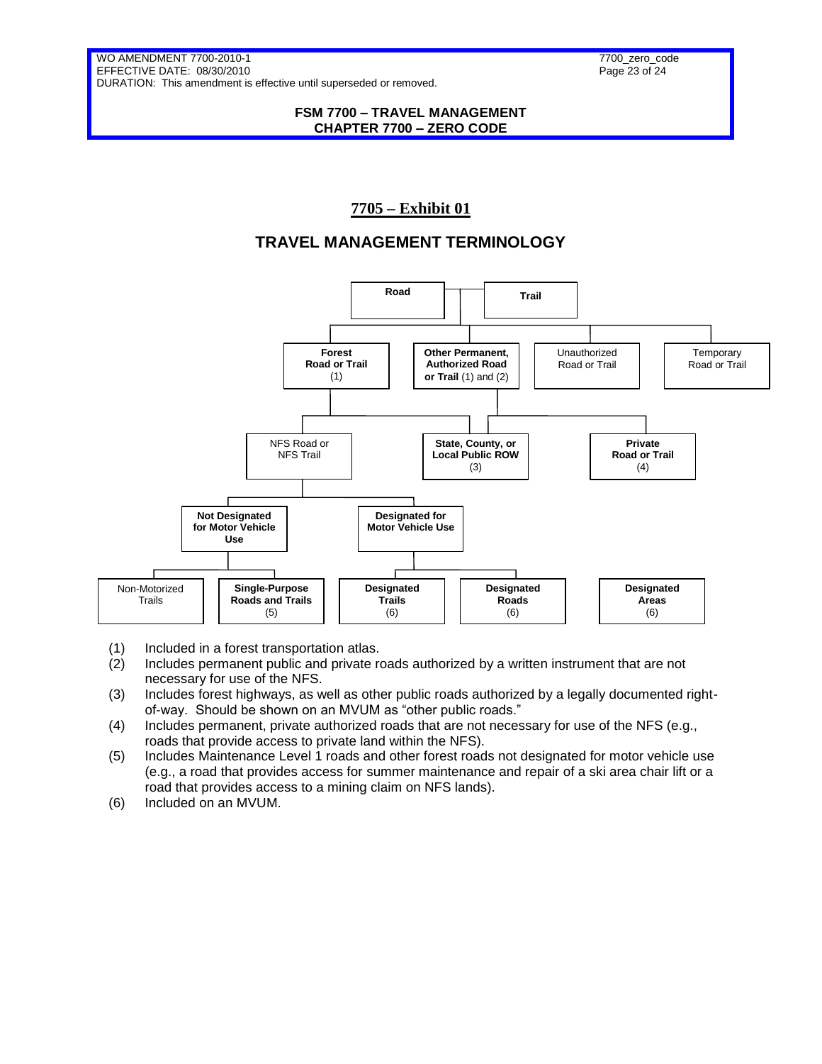## 7705 – Exhibit 01

## TRAVEL MANAGEMENT TERMINOLOGY

**Road** / **Trail**

- **Forest Road or Trail** (1)
  - NFS Road or NFS Trail
    - **Not Designated for Motor Vehicle Use**
      - Non-Motorized Trails
      - **Single-Purpose Roads and Trails** (5)
    - **Designated for Motor Vehicle Use**
      - **Designated Trails** (6)
      - **Designated Roads** (6)
  - **State, County, or Local Public ROW** (3)
- **Other Permanent, Authorized Road or Trail** (1) and (2)
  - **State, County, or Local Public ROW** (3)
  - **Private Road or Trail** (4)
- Unauthorized Road or Trail
- Temporary Road or Trail

**Designated Areas** (6)

(1) Included in a forest transportation atlas.

(2) Includes permanent public and private roads authorized by a written instrument that are not necessary for use of the NFS.

(3) Includes forest highways, as well as other public roads authorized by a legally documented right-of-way. Should be shown on an MVUM as "other public roads."

(4) Includes permanent, private authorized roads that are not necessary for use of the NFS (e.g., roads that provide access to private land within the NFS).

(5) Includes Maintenance Level 1 roads and other forest roads not designated for motor vehicle use (e.g., a road that provides access for summer maintenance and repair of a ski area chair lift or a road that provides access to a mining claim on NFS lands).

(6) Included on an MVUM.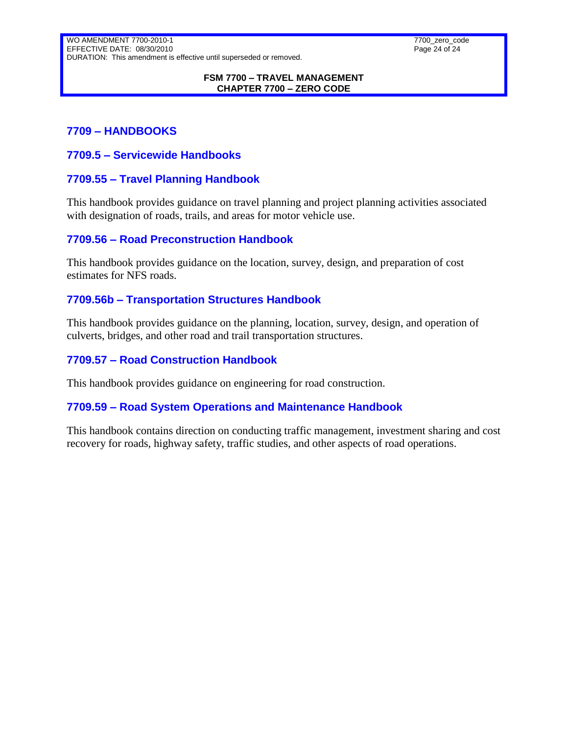## 7709 – HANDBOOKS

### 7709.5 – Servicewide Handbooks

### 7709.55 – Travel Planning Handbook

This handbook provides guidance on travel planning and project planning activities associated with designation of roads, trails, and areas for motor vehicle use.

### 7709.56 – Road Preconstruction Handbook

This handbook provides guidance on the location, survey, design, and preparation of cost estimates for NFS roads.

### 7709.56b – Transportation Structures Handbook

This handbook provides guidance on the planning, location, survey, design, and operation of culverts, bridges, and other road and trail transportation structures.

### 7709.57 – Road Construction Handbook

This handbook provides guidance on engineering for road construction.

### 7709.59 – Road System Operations and Maintenance Handbook

This handbook contains direction on conducting traffic management, investment sharing and cost recovery for roads, highway safety, traffic studies, and other aspects of road operations.